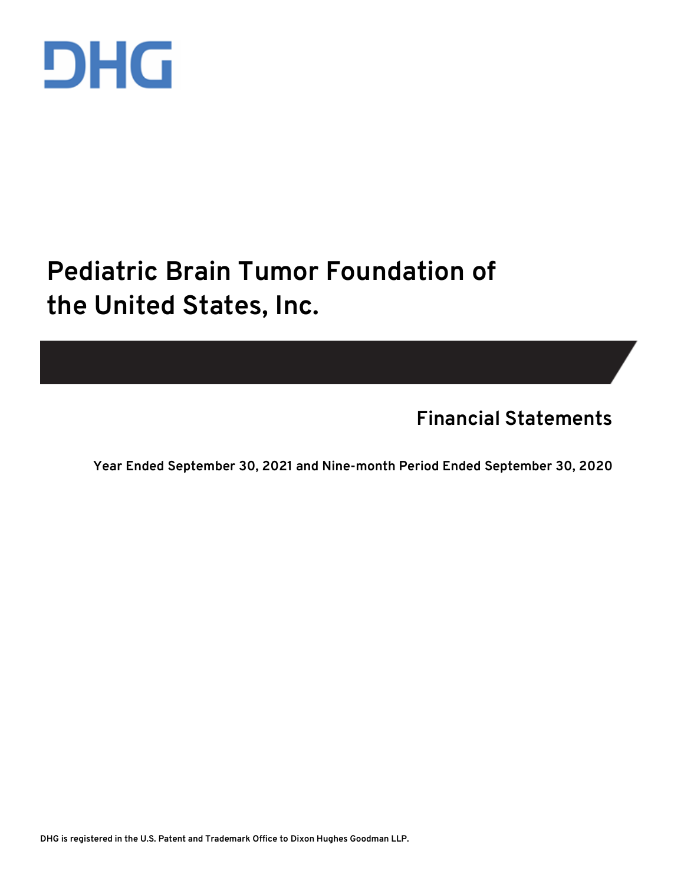DHG

# Pediatric Brain Tumor Foundation of the United States, Inc.

## Financial Statements

**Year Ended September 30, 2021 and Nine-month Period Ended September 30, 2020**

DHG is registered in the U.S. Patent and Trademark Office to Dixon Hughes Goodman LLP.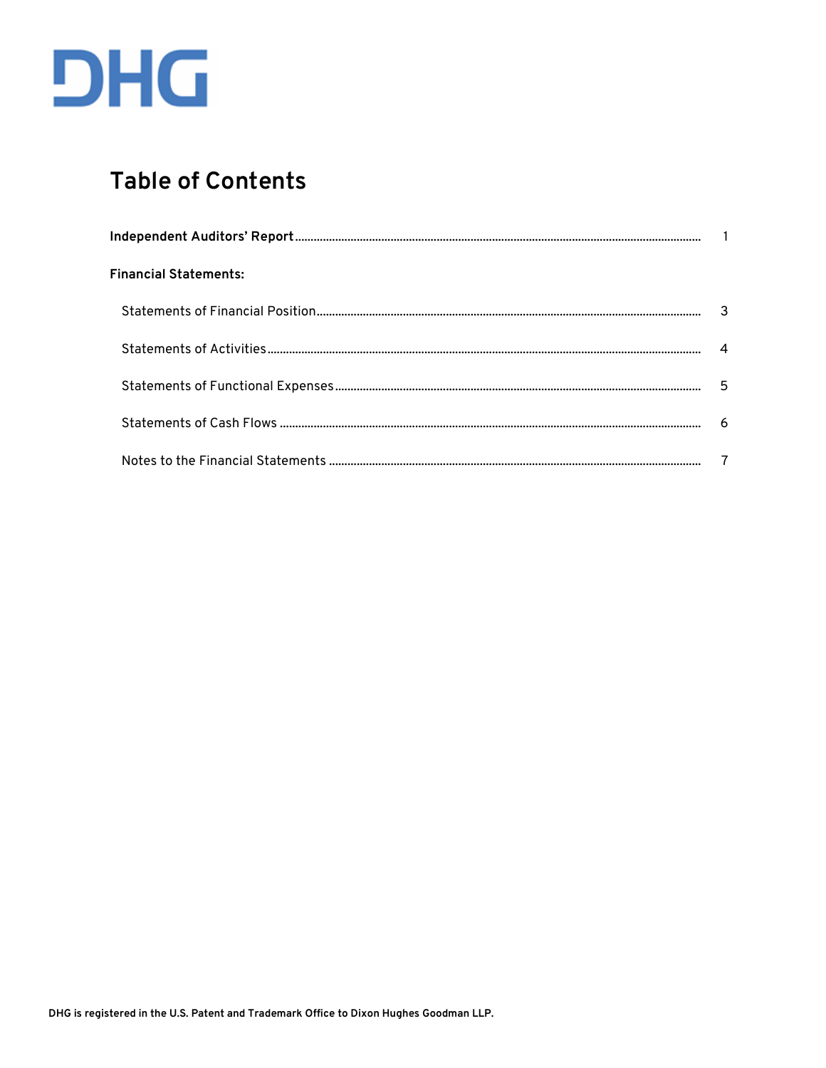DHG

# Table of Contents

| | |
|---|---|
| **Independent Auditors' Report** | 1 |
| **Financial Statements:** | |
| Statements of Financial Position | 3 |
| Statements of Activities | 4 |
| Statements of Functional Expenses | 5 |
| Statements of Cash Flows | 6 |
| Notes to the Financial Statements | 7 |

DHG is registered in the U.S. Patent and Trademark Office to Dixon Hughes Goodman LLP.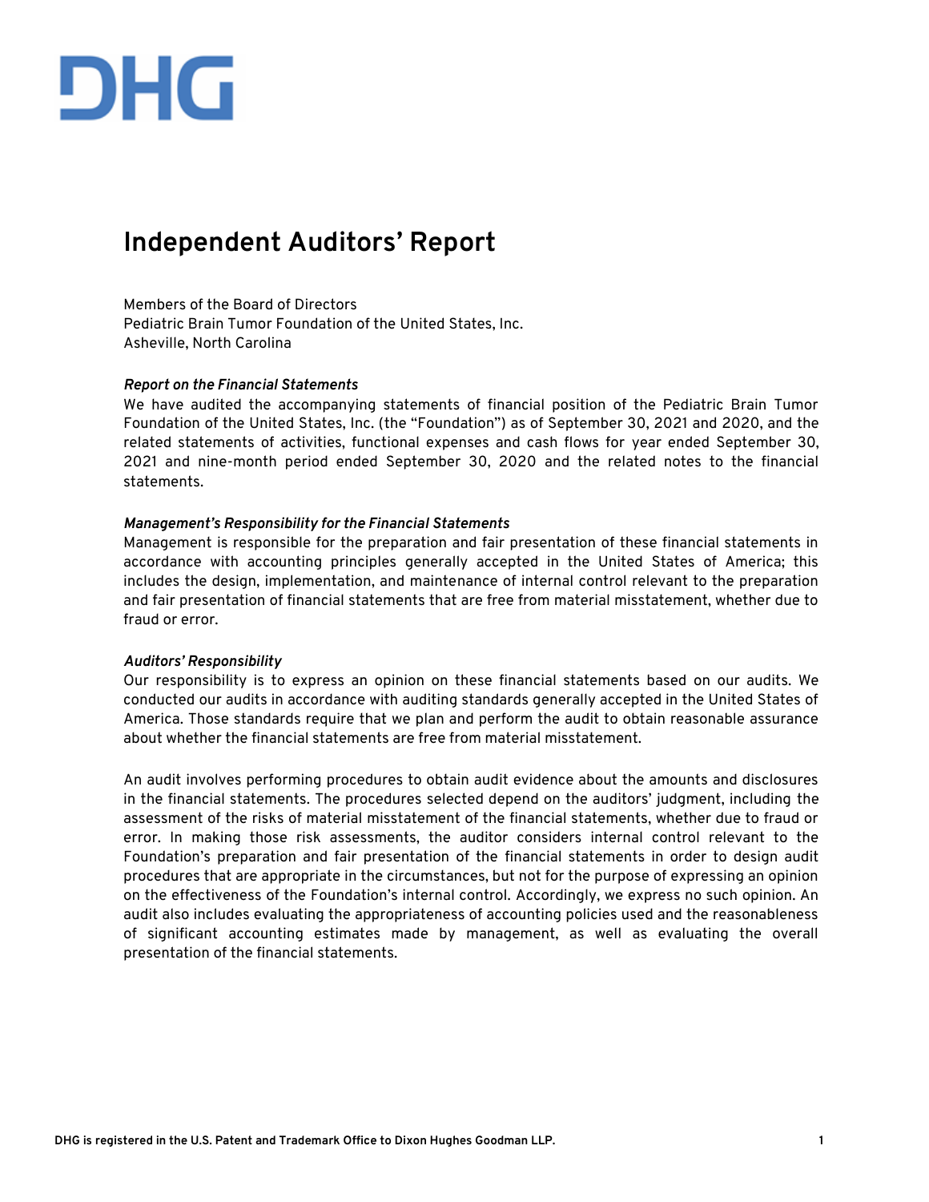DHG

# Independent Auditors' Report

Members of the Board of Directors
Pediatric Brain Tumor Foundation of the United States, Inc.
Asheville, North Carolina

***Report on the Financial Statements***
We have audited the accompanying statements of financial position of the Pediatric Brain Tumor Foundation of the United States, Inc. (the "Foundation") as of September 30, 2021 and 2020, and the related statements of activities, functional expenses and cash flows for year ended September 30, 2021 and nine-month period ended September 30, 2020 and the related notes to the financial statements.

***Management's Responsibility for the Financial Statements***
Management is responsible for the preparation and fair presentation of these financial statements in accordance with accounting principles generally accepted in the United States of America; this includes the design, implementation, and maintenance of internal control relevant to the preparation and fair presentation of financial statements that are free from material misstatement, whether due to fraud or error.

***Auditors' Responsibility***
Our responsibility is to express an opinion on these financial statements based on our audits. We conducted our audits in accordance with auditing standards generally accepted in the United States of America. Those standards require that we plan and perform the audit to obtain reasonable assurance about whether the financial statements are free from material misstatement.

An audit involves performing procedures to obtain audit evidence about the amounts and disclosures in the financial statements. The procedures selected depend on the auditors' judgment, including the assessment of the risks of material misstatement of the financial statements, whether due to fraud or error. In making those risk assessments, the auditor considers internal control relevant to the Foundation's preparation and fair presentation of the financial statements in order to design audit procedures that are appropriate in the circumstances, but not for the purpose of expressing an opinion on the effectiveness of the Foundation's internal control. Accordingly, we express no such opinion. An audit also includes evaluating the appropriateness of accounting policies used and the reasonableness of significant accounting estimates made by management, as well as evaluating the overall presentation of the financial statements.

**DHG is registered in the U.S. Patent and Trademark Office to Dixon Hughes Goodman LLP.**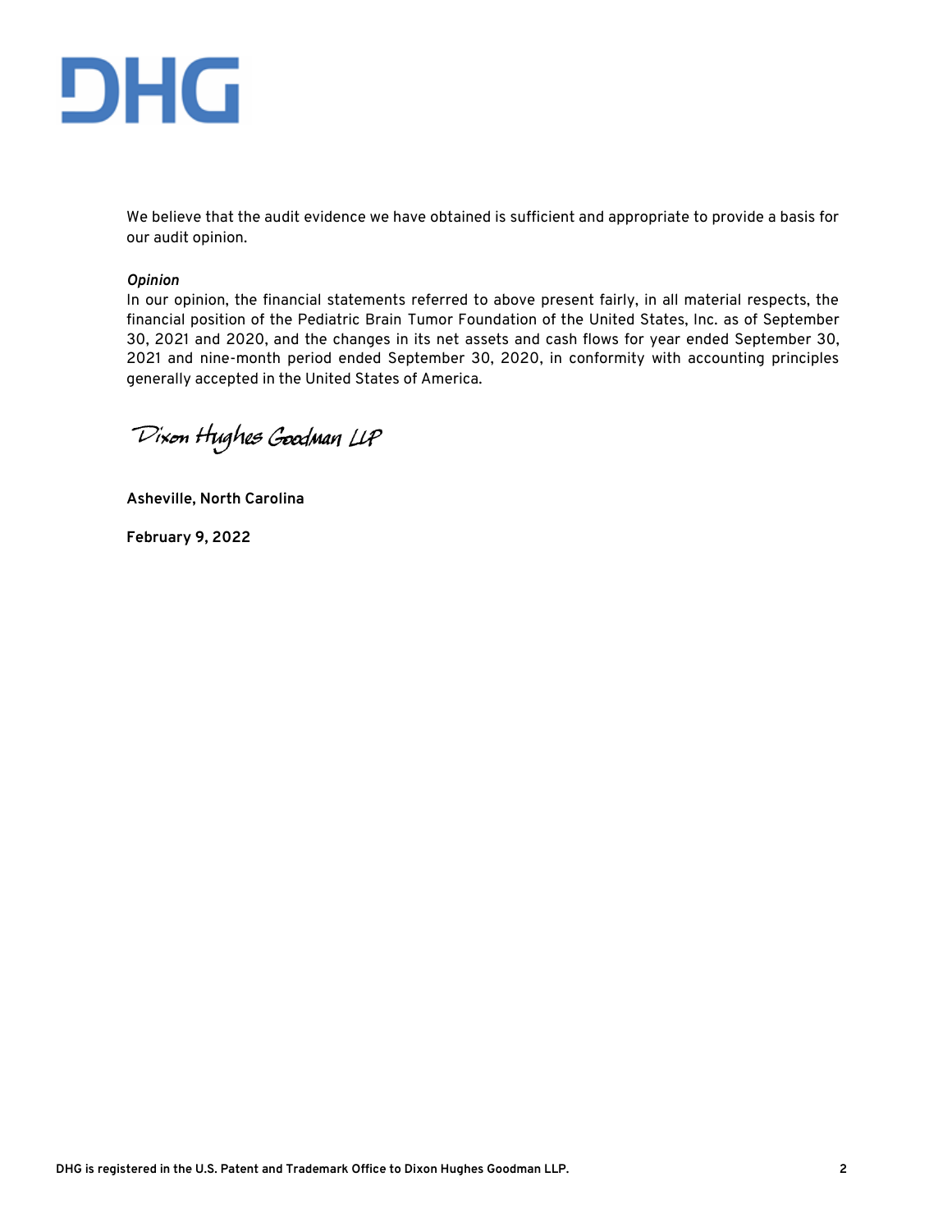We believe that the audit evidence we have obtained is sufficient and appropriate to provide a basis for our audit opinion.

***Opinion***

In our opinion, the financial statements referred to above present fairly, in all material respects, the financial position of the Pediatric Brain Tumor Foundation of the United States, Inc. as of September 30, 2021 and 2020, and the changes in its net assets and cash flows for year ended September 30, 2021 and nine-month period ended September 30, 2020, in conformity with accounting principles generally accepted in the United States of America.

Dixon Hughes Goodman LLP

**Asheville, North Carolina**

**February 9, 2022**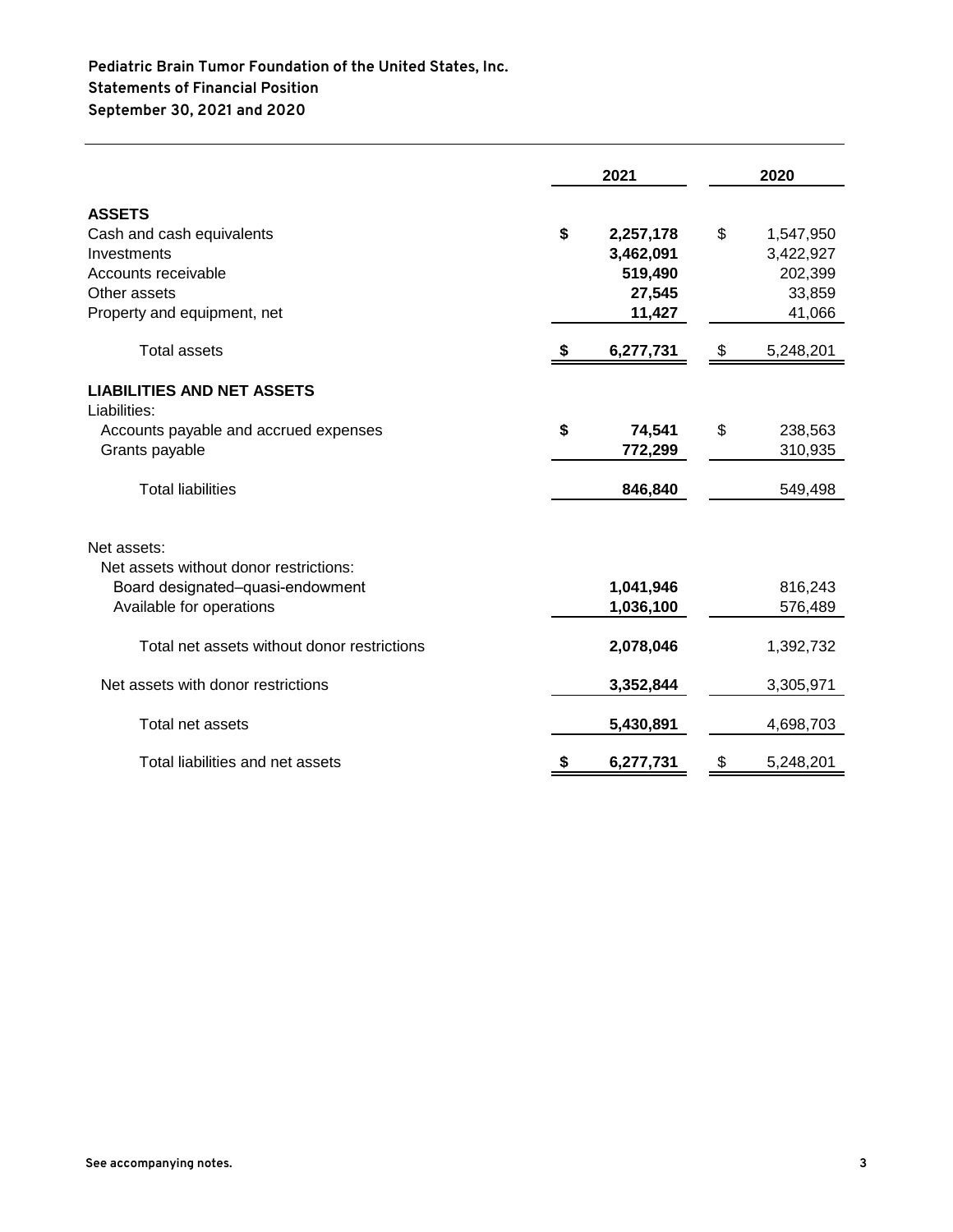**Pediatric Brain Tumor Foundation of the United States, Inc.**
**Statements of Financial Position**
**September 30, 2021 and 2020**

| | 2021 | 2020 |
|---|---|---|
| **ASSETS** | | |
| Cash and cash equivalents | **$ 2,257,178** | $ 1,547,950 |
| Investments | **3,462,091** | 3,422,927 |
| Accounts receivable | **519,490** | 202,399 |
| Other assets | **27,545** | 33,859 |
| Property and equipment, net | **11,427** | 41,066 |
| Total assets | **$ 6,277,731** | $ 5,248,201 |
| **LIABILITIES AND NET ASSETS** | | |
| Liabilities: | | |
| Accounts payable and accrued expenses | **$ 74,541** | $ 238,563 |
| Grants payable | **772,299** | 310,935 |
| Total liabilities | **846,840** | 549,498 |
| Net assets: | | |
| Net assets without donor restrictions: | | |
| Board designated–quasi-endowment | **1,041,946** | 816,243 |
| Available for operations | **1,036,100** | 576,489 |
| Total net assets without donor restrictions | **2,078,046** | 1,392,732 |
| Net assets with donor restrictions | **3,352,844** | 3,305,971 |
| Total net assets | **5,430,891** | 4,698,703 |
| Total liabilities and net assets | **$ 6,277,731** | $ 5,248,201 |

**See accompanying notes.**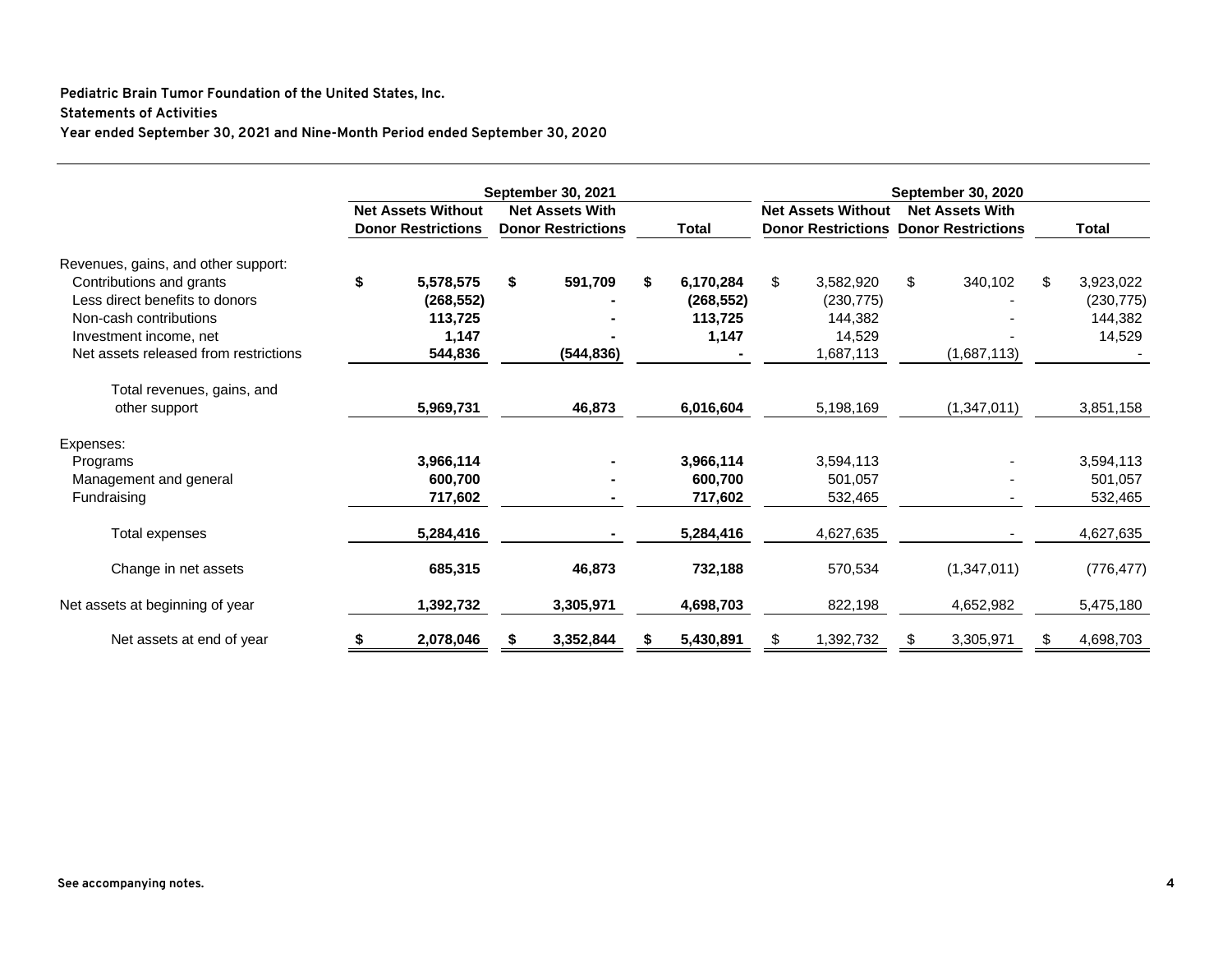**Pediatric Brain Tumor Foundation of the United States, Inc.**

**Statements of Activities**

**Year ended September 30, 2021 and Nine-Month Period ended September 30, 2020**

| | September 30, 2021 | | | September 30, 2020 | | |
|---|---|---|---|---|---|---|
| | Net Assets Without Donor Restrictions | Net Assets With Donor Restrictions | Total | Net Assets Without Donor Restrictions | Net Assets With Donor Restrictions | Total |
| Revenues, gains, and other support: | | | | | | |
| Contributions and grants | $ 5,578,575 | $ 591,709 | $ 6,170,284 | $ 3,582,920 | $ 340,102 | $ 3,923,022 |
| Less direct benefits to donors | (268,552) | - | (268,552) | (230,775) | - | (230,775) |
| Non-cash contributions | 113,725 | - | 113,725 | 144,382 | - | 144,382 |
| Investment income, net | 1,147 | - | 1,147 | 14,529 | - | 14,529 |
| Net assets released from restrictions | 544,836 | (544,836) | - | 1,687,113 | (1,687,113) | - |
| Total revenues, gains, and other support | 5,969,731 | 46,873 | 6,016,604 | 5,198,169 | (1,347,011) | 3,851,158 |
| Expenses: | | | | | | |
| Programs | 3,966,114 | - | 3,966,114 | 3,594,113 | - | 3,594,113 |
| Management and general | 600,700 | - | 600,700 | 501,057 | - | 501,057 |
| Fundraising | 717,602 | - | 717,602 | 532,465 | - | 532,465 |
| Total expenses | 5,284,416 | - | 5,284,416 | 4,627,635 | - | 4,627,635 |
| Change in net assets | 685,315 | 46,873 | 732,188 | 570,534 | (1,347,011) | (776,477) |
| Net assets at beginning of year | 1,392,732 | 3,305,971 | 4,698,703 | 822,198 | 4,652,982 | 5,475,180 |
| Net assets at end of year | $ 2,078,046 | $ 3,352,844 | $ 5,430,891 | $ 1,392,732 | $ 3,305,971 | $ 4,698,703 |

See accompanying notes.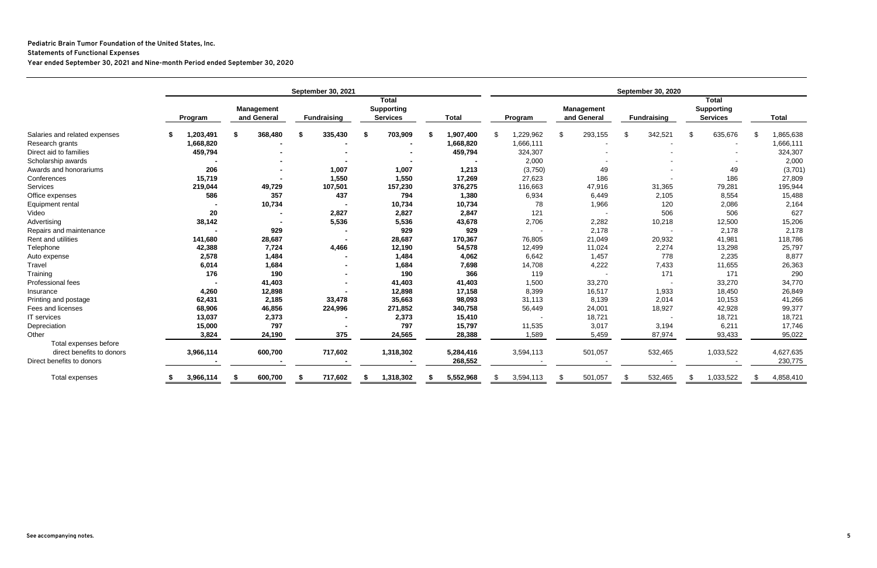**Pediatric Brain Tumor Foundation of the United States, Inc.**
**Statements of Functional Expenses**
**Year ended September 30, 2021 and Nine-month Period ended September 30, 2020**

| | September 30, 2021 | | | | | September 30, 2020 | | | | |
|---|---|---|---|---|---|---|---|---|---|---|
| | Program | Management and General | Fundraising | Total Supporting Services | Total | Program | Management and General | Fundraising | Total Supporting Services | Total |
| Salaries and related expenses | $ 1,203,491 | $ 368,480 | $ 335,430 | $ 703,909 | $ 1,907,400 | $ 1,229,962 | $ 293,155 | $ 342,521 | $ 635,676 | $ 1,865,638 |
| Research grants | 1,668,820 | - | - | - | 1,668,820 | 1,666,111 | - | - | - | 1,666,111 |
| Direct aid to families | 459,794 | - | - | - | 459,794 | 324,307 | - | - | - | 324,307 |
| Scholarship awards | - | - | - | - | - | 2,000 | - | - | - | 2,000 |
| Awards and honorariums | 206 | - | 1,007 | 1,007 | 1,213 | (3,750) | 49 | - | 49 | (3,701) |
| Conferences | 15,719 | - | 1,550 | 1,550 | 17,269 | 27,623 | 186 | - | 186 | 27,809 |
| Services | 219,044 | 49,729 | 107,501 | 157,230 | 376,275 | 116,663 | 47,916 | 31,365 | 79,281 | 195,944 |
| Office expenses | 586 | 357 | 437 | 794 | 1,380 | 6,934 | 6,449 | 2,105 | 8,554 | 15,488 |
| Equipment rental | - | 10,734 | - | 10,734 | 10,734 | 78 | 1,966 | 120 | 2,086 | 2,164 |
| Video | 20 | - | 2,827 | 2,827 | 2,847 | 121 | - | 506 | 506 | 627 |
| Advertising | 38,142 | - | 5,536 | 5,536 | 43,678 | 2,706 | 2,282 | 10,218 | 12,500 | 15,206 |
| Repairs and maintenance | - | 929 | - | 929 | 929 | - | 2,178 | - | 2,178 | 2,178 |
| Rent and utilities | 141,680 | 28,687 | - | 28,687 | 170,367 | 76,805 | 21,049 | 20,932 | 41,981 | 118,786 |
| Telephone | 42,388 | 7,724 | 4,466 | 12,190 | 54,578 | 12,499 | 11,024 | 2,274 | 13,298 | 25,797 |
| Auto expense | 2,578 | 1,484 | - | 1,484 | 4,062 | 6,642 | 1,457 | 778 | 2,235 | 8,877 |
| Travel | 6,014 | 1,684 | - | 1,684 | 7,698 | 14,708 | 4,222 | 7,433 | 11,655 | 26,363 |
| Training | 176 | 190 | - | 190 | 366 | 119 | - | 171 | 171 | 290 |
| Professional fees | - | 41,403 | - | 41,403 | 41,403 | 1,500 | 33,270 | - | 33,270 | 34,770 |
| Insurance | 4,260 | 12,898 | - | 12,898 | 17,158 | 8,399 | 16,517 | 1,933 | 18,450 | 26,849 |
| Printing and postage | 62,431 | 2,185 | 33,478 | 35,663 | 98,093 | 31,113 | 8,139 | 2,014 | 10,153 | 41,266 |
| Fees and licenses | 68,906 | 46,856 | 224,996 | 271,852 | 340,758 | 56,449 | 24,001 | 18,927 | 42,928 | 99,377 |
| IT services | 13,037 | 2,373 | - | 2,373 | 15,410 | - | 18,721 | - | 18,721 | 18,721 |
| Depreciation | 15,000 | 797 | - | 797 | 15,797 | 11,535 | 3,017 | 3,194 | 6,211 | 17,746 |
| Other | 3,824 | 24,190 | 375 | 24,565 | 28,388 | 1,589 | 5,459 | 87,974 | 93,433 | 95,022 |
| Total expenses before direct benefits to donors | 3,966,114 | 600,700 | 717,602 | 1,318,302 | 5,284,416 | 3,594,113 | 501,057 | 532,465 | 1,033,522 | 4,627,635 |
| Direct benefits to donors | - | - | - | - | 268,552 | - | - | - | - | 230,775 |
| Total expenses | $ 3,966,114 | $ 600,700 | $ 717,602 | $ 1,318,302 | $ 5,552,968 | $ 3,594,113 | $ 501,057 | $ 532,465 | $ 1,033,522 | $ 4,858,410 |

**See accompanying notes.**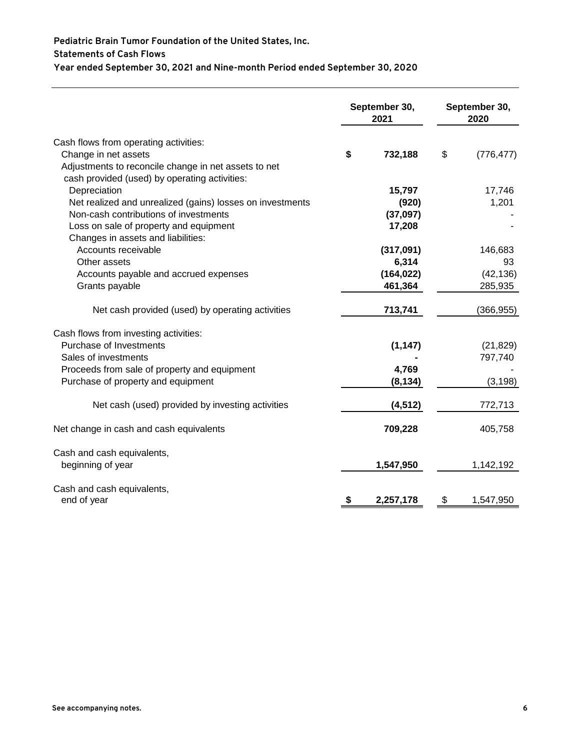**Pediatric Brain Tumor Foundation of the United States, Inc.**

**Statements of Cash Flows**

**Year ended September 30, 2021 and Nine-month Period ended September 30, 2020**

| | September 30, 2021 | September 30, 2020 |
|---|---|---|
| Cash flows from operating activities: | | |
| Change in net assets | **$ 732,188** | $ (776,477) |
| Adjustments to reconcile change in net assets to net cash provided (used) by operating activities: | | |
| Depreciation | **15,797** | 17,746 |
| Net realized and unrealized (gains) losses on investments | **(920)** | 1,201 |
| Non-cash contributions of investments | **(37,097)** | - |
| Loss on sale of property and equipment | **17,208** | - |
| Changes in assets and liabilities: | | |
| Accounts receivable | **(317,091)** | 146,683 |
| Other assets | **6,314** | 93 |
| Accounts payable and accrued expenses | **(164,022)** | (42,136) |
| Grants payable | **461,364** | 285,935 |
| Net cash provided (used) by operating activities | **713,741** | (366,955) |
| Cash flows from investing activities: | | |
| Purchase of Investments | **(1,147)** | (21,829) |
| Sales of investments | **-** | 797,740 |
| Proceeds from sale of property and equipment | **4,769** | - |
| Purchase of property and equipment | **(8,134)** | (3,198) |
| Net cash (used) provided by investing activities | **(4,512)** | 772,713 |
| Net change in cash and cash equivalents | **709,228** | 405,758 |
| Cash and cash equivalents, beginning of year | **1,547,950** | 1,142,192 |
| Cash and cash equivalents, end of year | **$ 2,257,178** | $ 1,547,950 |

See accompanying notes.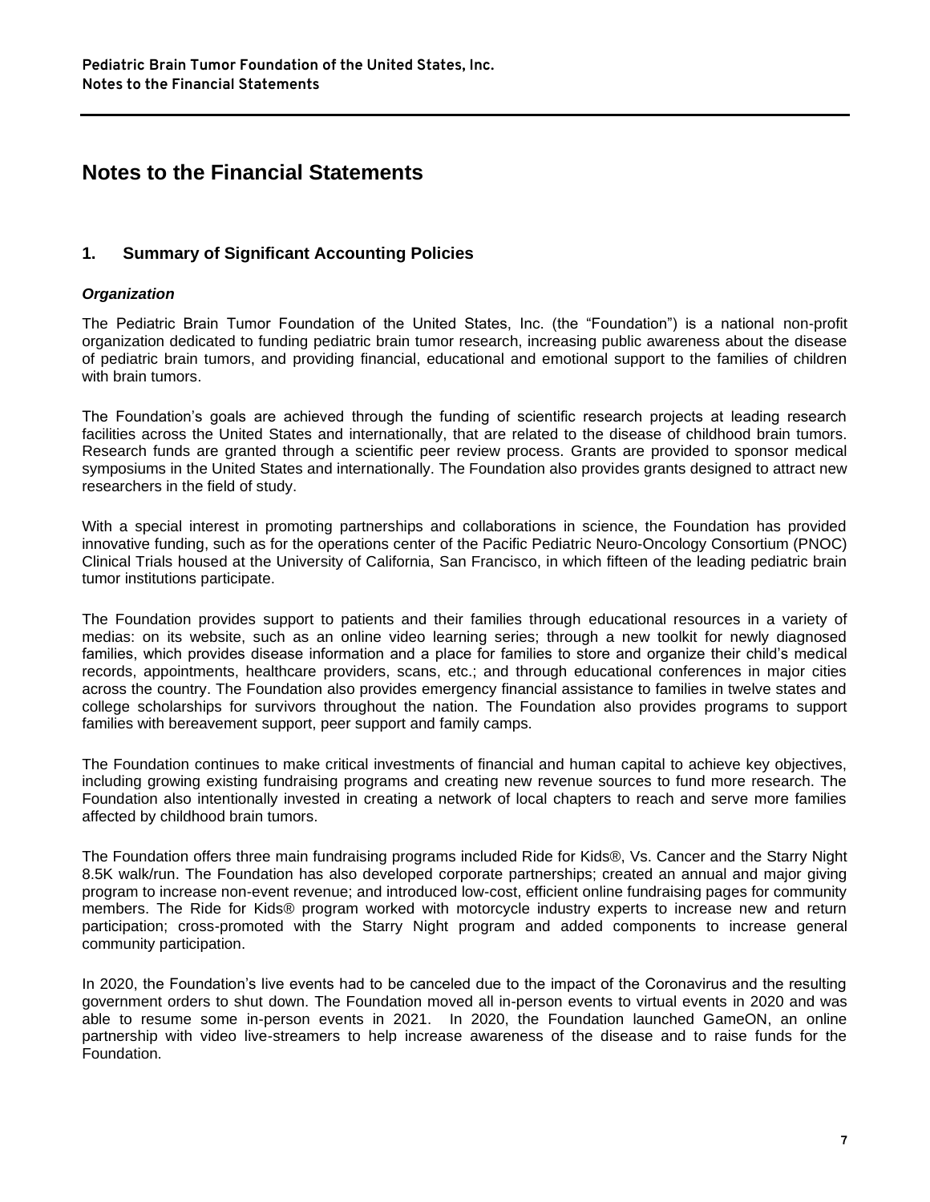# Notes to the Financial Statements

## 1. Summary of Significant Accounting Policies

### *Organization*

The Pediatric Brain Tumor Foundation of the United States, Inc. (the "Foundation") is a national non-profit organization dedicated to funding pediatric brain tumor research, increasing public awareness about the disease of pediatric brain tumors, and providing financial, educational and emotional support to the families of children with brain tumors.

The Foundation's goals are achieved through the funding of scientific research projects at leading research facilities across the United States and internationally, that are related to the disease of childhood brain tumors. Research funds are granted through a scientific peer review process. Grants are provided to sponsor medical symposiums in the United States and internationally. The Foundation also provides grants designed to attract new researchers in the field of study.

With a special interest in promoting partnerships and collaborations in science, the Foundation has provided innovative funding, such as for the operations center of the Pacific Pediatric Neuro-Oncology Consortium (PNOC) Clinical Trials housed at the University of California, San Francisco, in which fifteen of the leading pediatric brain tumor institutions participate.

The Foundation provides support to patients and their families through educational resources in a variety of medias: on its website, such as an online video learning series; through a new toolkit for newly diagnosed families, which provides disease information and a place for families to store and organize their child's medical records, appointments, healthcare providers, scans, etc.; and through educational conferences in major cities across the country. The Foundation also provides emergency financial assistance to families in twelve states and college scholarships for survivors throughout the nation. The Foundation also provides programs to support families with bereavement support, peer support and family camps.

The Foundation continues to make critical investments of financial and human capital to achieve key objectives, including growing existing fundraising programs and creating new revenue sources to fund more research. The Foundation also intentionally invested in creating a network of local chapters to reach and serve more families affected by childhood brain tumors.

The Foundation offers three main fundraising programs included Ride for Kids®, Vs. Cancer and the Starry Night 8.5K walk/run. The Foundation has also developed corporate partnerships; created an annual and major giving program to increase non-event revenue; and introduced low-cost, efficient online fundraising pages for community members. The Ride for Kids® program worked with motorcycle industry experts to increase new and return participation; cross-promoted with the Starry Night program and added components to increase general community participation.

In 2020, the Foundation's live events had to be canceled due to the impact of the Coronavirus and the resulting government orders to shut down. The Foundation moved all in-person events to virtual events in 2020 and was able to resume some in-person events in 2021. In 2020, the Foundation launched GameON, an online partnership with video live-streamers to help increase awareness of the disease and to raise funds for the Foundation.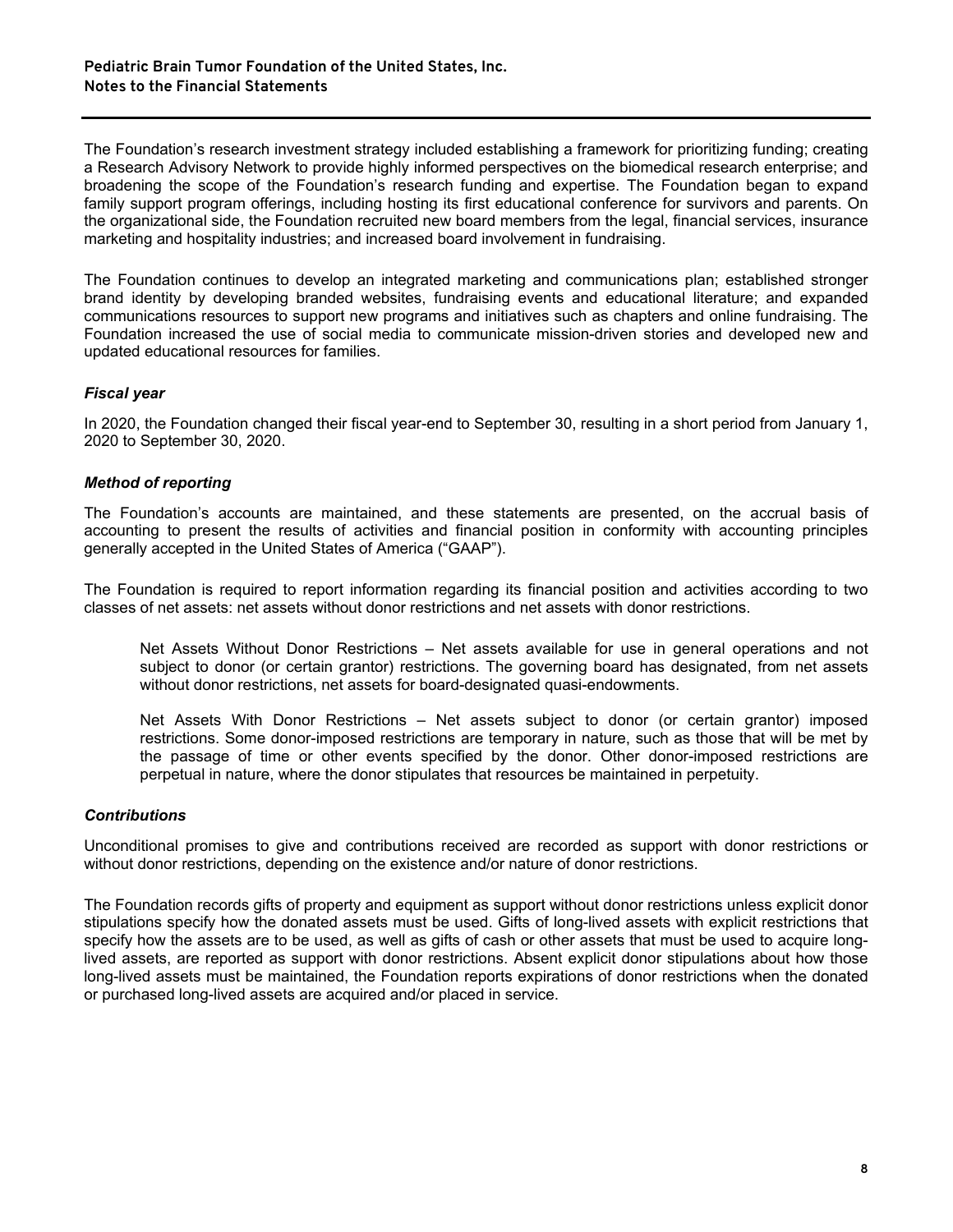The Foundation's research investment strategy included establishing a framework for prioritizing funding; creating a Research Advisory Network to provide highly informed perspectives on the biomedical research enterprise; and broadening the scope of the Foundation's research funding and expertise. The Foundation began to expand family support program offerings, including hosting its first educational conference for survivors and parents. On the organizational side, the Foundation recruited new board members from the legal, financial services, insurance marketing and hospitality industries; and increased board involvement in fundraising.

The Foundation continues to develop an integrated marketing and communications plan; established stronger brand identity by developing branded websites, fundraising events and educational literature; and expanded communications resources to support new programs and initiatives such as chapters and online fundraising. The Foundation increased the use of social media to communicate mission-driven stories and developed new and updated educational resources for families.

### *Fiscal year*

In 2020, the Foundation changed their fiscal year-end to September 30, resulting in a short period from January 1, 2020 to September 30, 2020.

### *Method of reporting*

The Foundation's accounts are maintained, and these statements are presented, on the accrual basis of accounting to present the results of activities and financial position in conformity with accounting principles generally accepted in the United States of America ("GAAP").

The Foundation is required to report information regarding its financial position and activities according to two classes of net assets: net assets without donor restrictions and net assets with donor restrictions.

> Net Assets Without Donor Restrictions – Net assets available for use in general operations and not subject to donor (or certain grantor) restrictions. The governing board has designated, from net assets without donor restrictions, net assets for board-designated quasi-endowments.
>
> Net Assets With Donor Restrictions – Net assets subject to donor (or certain grantor) imposed restrictions. Some donor-imposed restrictions are temporary in nature, such as those that will be met by the passage of time or other events specified by the donor. Other donor-imposed restrictions are perpetual in nature, where the donor stipulates that resources be maintained in perpetuity.

### *Contributions*

Unconditional promises to give and contributions received are recorded as support with donor restrictions or without donor restrictions, depending on the existence and/or nature of donor restrictions.

The Foundation records gifts of property and equipment as support without donor restrictions unless explicit donor stipulations specify how the donated assets must be used. Gifts of long-lived assets with explicit restrictions that specify how the assets are to be used, as well as gifts of cash or other assets that must be used to acquire long-lived assets, are reported as support with donor restrictions. Absent explicit donor stipulations about how those long-lived assets must be maintained, the Foundation reports expirations of donor restrictions when the donated or purchased long-lived assets are acquired and/or placed in service.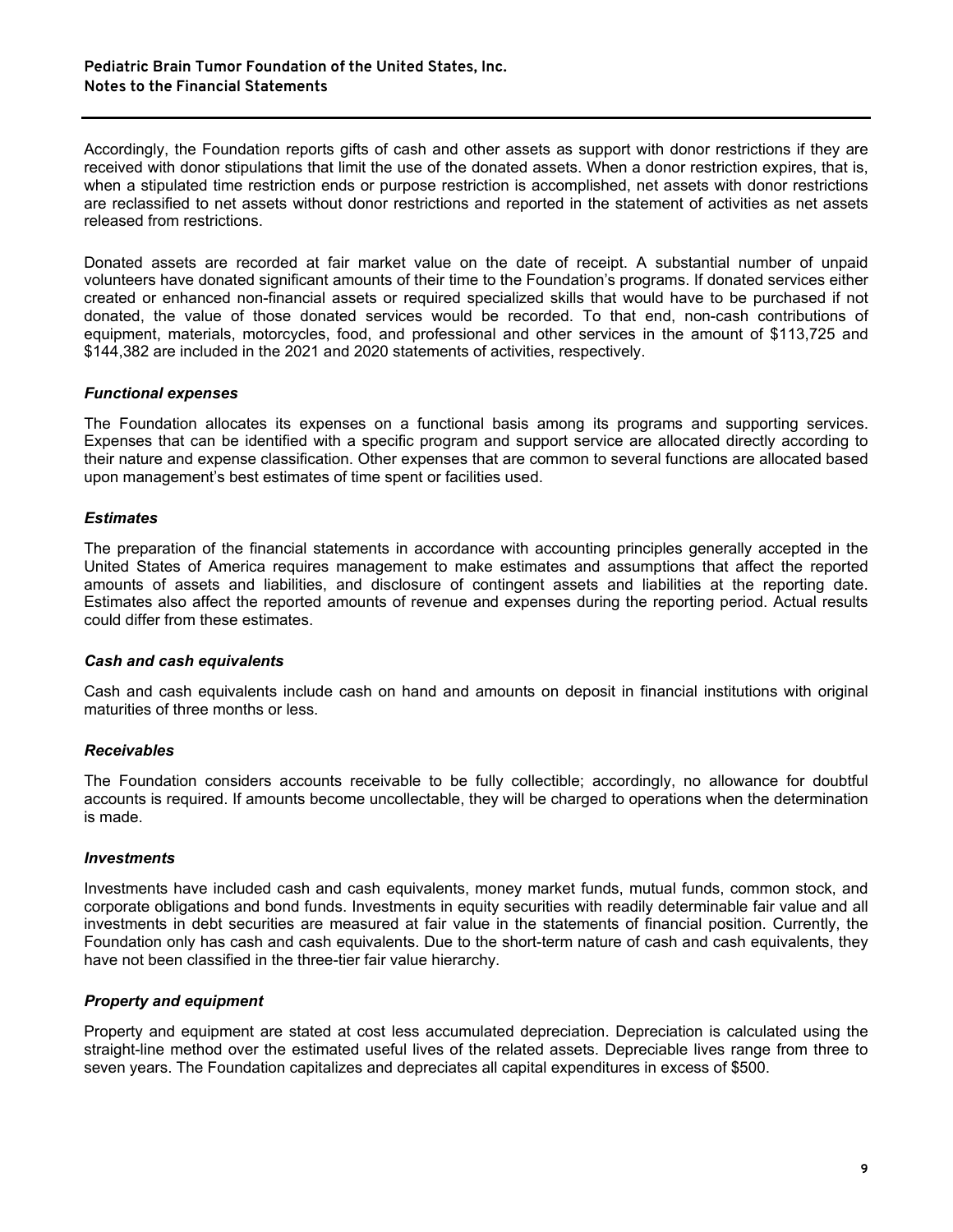Accordingly, the Foundation reports gifts of cash and other assets as support with donor restrictions if they are received with donor stipulations that limit the use of the donated assets. When a donor restriction expires, that is, when a stipulated time restriction ends or purpose restriction is accomplished, net assets with donor restrictions are reclassified to net assets without donor restrictions and reported in the statement of activities as net assets released from restrictions.

Donated assets are recorded at fair market value on the date of receipt. A substantial number of unpaid volunteers have donated significant amounts of their time to the Foundation's programs. If donated services either created or enhanced non-financial assets or required specialized skills that would have to be purchased if not donated, the value of those donated services would be recorded. To that end, non-cash contributions of equipment, materials, motorcycles, food, and professional and other services in the amount of $113,725 and $144,382 are included in the 2021 and 2020 statements of activities, respectively.

### *Functional expenses*

The Foundation allocates its expenses on a functional basis among its programs and supporting services. Expenses that can be identified with a specific program and support service are allocated directly according to their nature and expense classification. Other expenses that are common to several functions are allocated based upon management's best estimates of time spent or facilities used.

### *Estimates*

The preparation of the financial statements in accordance with accounting principles generally accepted in the United States of America requires management to make estimates and assumptions that affect the reported amounts of assets and liabilities, and disclosure of contingent assets and liabilities at the reporting date. Estimates also affect the reported amounts of revenue and expenses during the reporting period. Actual results could differ from these estimates.

### *Cash and cash equivalents*

Cash and cash equivalents include cash on hand and amounts on deposit in financial institutions with original maturities of three months or less.

### *Receivables*

The Foundation considers accounts receivable to be fully collectible; accordingly, no allowance for doubtful accounts is required. If amounts become uncollectable, they will be charged to operations when the determination is made.

### *Investments*

Investments have included cash and cash equivalents, money market funds, mutual funds, common stock, and corporate obligations and bond funds. Investments in equity securities with readily determinable fair value and all investments in debt securities are measured at fair value in the statements of financial position. Currently, the Foundation only has cash and cash equivalents. Due to the short-term nature of cash and cash equivalents, they have not been classified in the three-tier fair value hierarchy.

### *Property and equipment*

Property and equipment are stated at cost less accumulated depreciation. Depreciation is calculated using the straight-line method over the estimated useful lives of the related assets. Depreciable lives range from three to seven years. The Foundation capitalizes and depreciates all capital expenditures in excess of $500.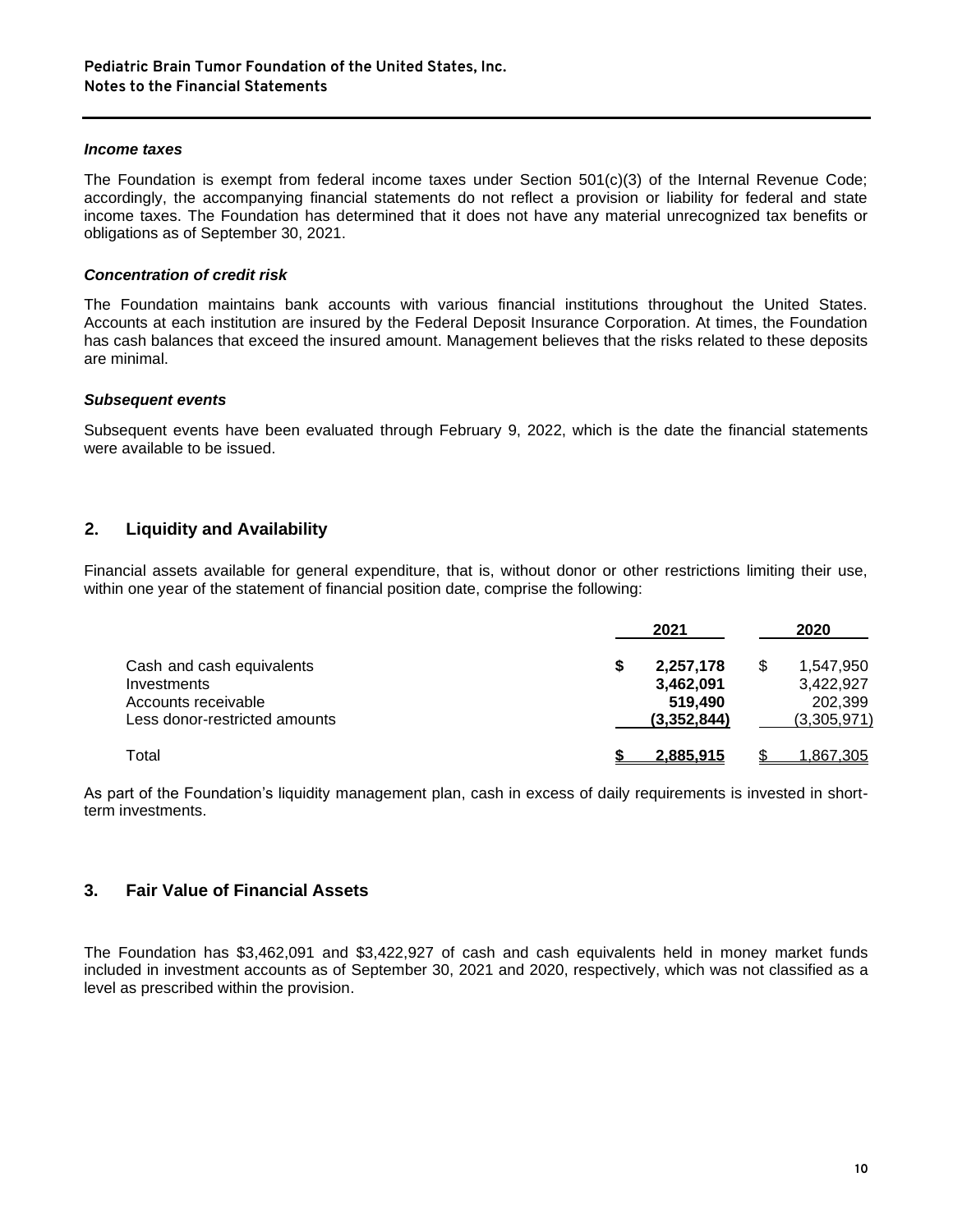### *Income taxes*

The Foundation is exempt from federal income taxes under Section 501(c)(3) of the Internal Revenue Code; accordingly, the accompanying financial statements do not reflect a provision or liability for federal and state income taxes. The Foundation has determined that it does not have any material unrecognized tax benefits or obligations as of September 30, 2021.

### *Concentration of credit risk*

The Foundation maintains bank accounts with various financial institutions throughout the United States. Accounts at each institution are insured by the Federal Deposit Insurance Corporation. At times, the Foundation has cash balances that exceed the insured amount. Management believes that the risks related to these deposits are minimal.

### *Subsequent events*

Subsequent events have been evaluated through February 9, 2022, which is the date the financial statements were available to be issued.

## 2. Liquidity and Availability

Financial assets available for general expenditure, that is, without donor or other restrictions limiting their use, within one year of the statement of financial position date, comprise the following:

| | 2021 | 2020 |
|---|---|---|
| Cash and cash equivalents | **$ 2,257,178** | $ 1,547,950 |
| Investments | **3,462,091** | 3,422,927 |
| Accounts receivable | **519,490** | 202,399 |
| Less donor-restricted amounts | **(3,352,844)** | (3,305,971) |
| Total | **$ 2,885,915** | $ 1,867,305 |

As part of the Foundation's liquidity management plan, cash in excess of daily requirements is invested in short-term investments.

## 3. Fair Value of Financial Assets

The Foundation has $3,462,091 and $3,422,927 of cash and cash equivalents held in money market funds included in investment accounts as of September 30, 2021 and 2020, respectively, which was not classified as a level as prescribed within the provision.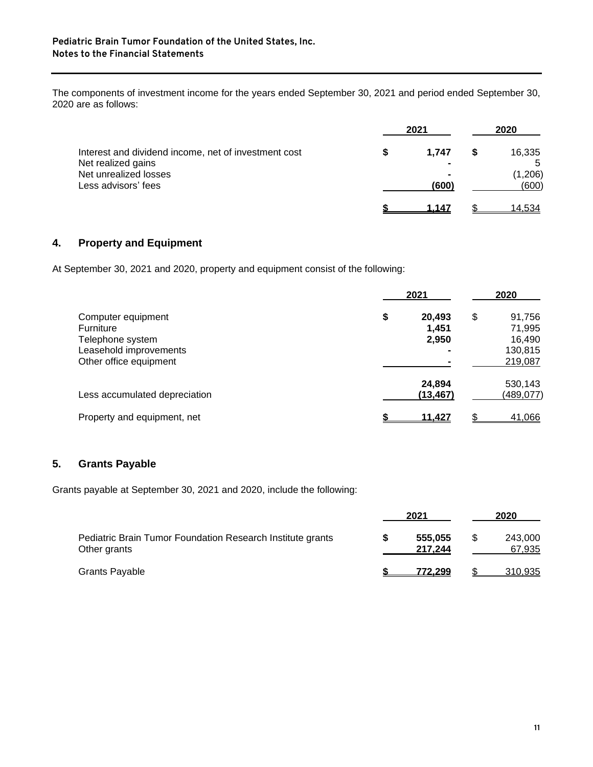The components of investment income for the years ended September 30, 2021 and period ended September 30, 2020 are as follows:

| | 2021 | 2020 |
|---|---|---|
| Interest and dividend income, net of investment cost | $ 1,747 | $ 16,335 |
| Net realized gains | - | 5 |
| Net unrealized losses | - | (1,206) |
| Less advisors' fees | (600) | (600) |
| | $ 1,147 | $ 14,534 |

## 4. Property and Equipment

At September 30, 2021 and 2020, property and equipment consist of the following:

| | 2021 | 2020 |
|---|---|---|
| Computer equipment | $ 20,493 | $ 91,756 |
| Furniture | 1,451 | 71,995 |
| Telephone system | 2,950 | 16,490 |
| Leasehold improvements | - | 130,815 |
| Other office equipment | - | 219,087 |
| | 24,894 | 530,143 |
| Less accumulated depreciation | (13,467) | (489,077) |
| Property and equipment, net | $ 11,427 | $ 41,066 |

## 5. Grants Payable

Grants payable at September 30, 2021 and 2020, include the following:

| | 2021 | 2020 |
|---|---|---|
| Pediatric Brain Tumor Foundation Research Institute grants | $ 555,055 | $ 243,000 |
| Other grants | 217,244 | 67,935 |
| Grants Payable | $ 772,299 | $ 310,935 |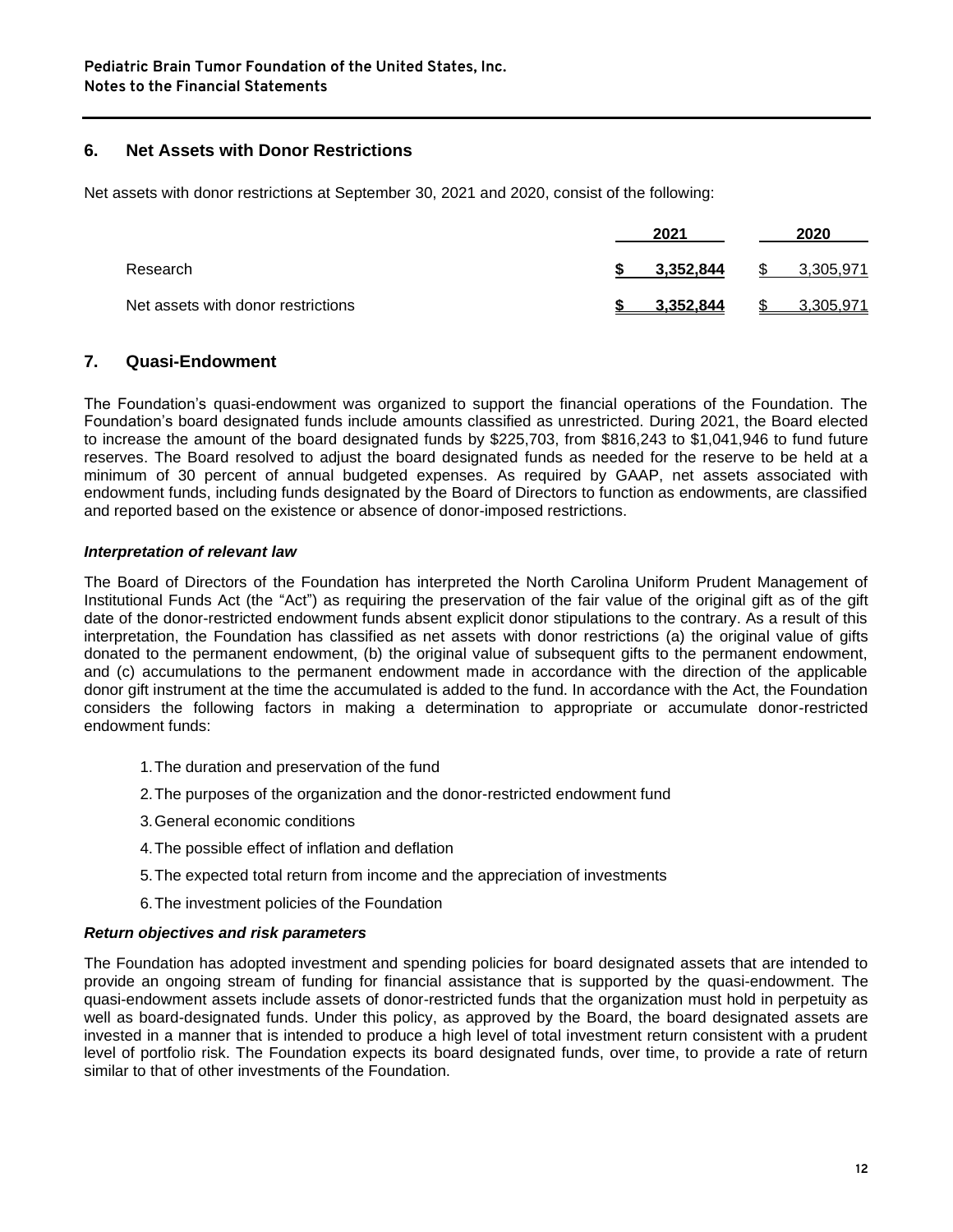## 6. Net Assets with Donor Restrictions

Net assets with donor restrictions at September 30, 2021 and 2020, consist of the following:

| | 2021 | 2020 |
|---|---|---|
| Research | **$ 3,352,844** | $ 3,305,971 |
| Net assets with donor restrictions | **$ 3,352,844** | $ 3,305,971 |

## 7. Quasi-Endowment

The Foundation's quasi-endowment was organized to support the financial operations of the Foundation. The Foundation's board designated funds include amounts classified as unrestricted. During 2021, the Board elected to increase the amount of the board designated funds by $225,703, from $816,243 to $1,041,946 to fund future reserves. The Board resolved to adjust the board designated funds as needed for the reserve to be held at a minimum of 30 percent of annual budgeted expenses. As required by GAAP, net assets associated with endowment funds, including funds designated by the Board of Directors to function as endowments, are classified and reported based on the existence or absence of donor-imposed restrictions.

***Interpretation of relevant law***

The Board of Directors of the Foundation has interpreted the North Carolina Uniform Prudent Management of Institutional Funds Act (the "Act") as requiring the preservation of the fair value of the original gift as of the gift date of the donor-restricted endowment funds absent explicit donor stipulations to the contrary. As a result of this interpretation, the Foundation has classified as net assets with donor restrictions (a) the original value of gifts donated to the permanent endowment, (b) the original value of subsequent gifts to the permanent endowment, and (c) accumulations to the permanent endowment made in accordance with the direction of the applicable donor gift instrument at the time the accumulated is added to the fund. In accordance with the Act, the Foundation considers the following factors in making a determination to appropriate or accumulate donor-restricted endowment funds:

1. The duration and preservation of the fund
2. The purposes of the organization and the donor-restricted endowment fund
3. General economic conditions
4. The possible effect of inflation and deflation
5. The expected total return from income and the appreciation of investments
6. The investment policies of the Foundation

***Return objectives and risk parameters***

The Foundation has adopted investment and spending policies for board designated assets that are intended to provide an ongoing stream of funding for financial assistance that is supported by the quasi-endowment. The quasi-endowment assets include assets of donor-restricted funds that the organization must hold in perpetuity as well as board-designated funds. Under this policy, as approved by the Board, the board designated assets are invested in a manner that is intended to produce a high level of total investment return consistent with a prudent level of portfolio risk. The Foundation expects its board designated funds, over time, to provide a rate of return similar to that of other investments of the Foundation.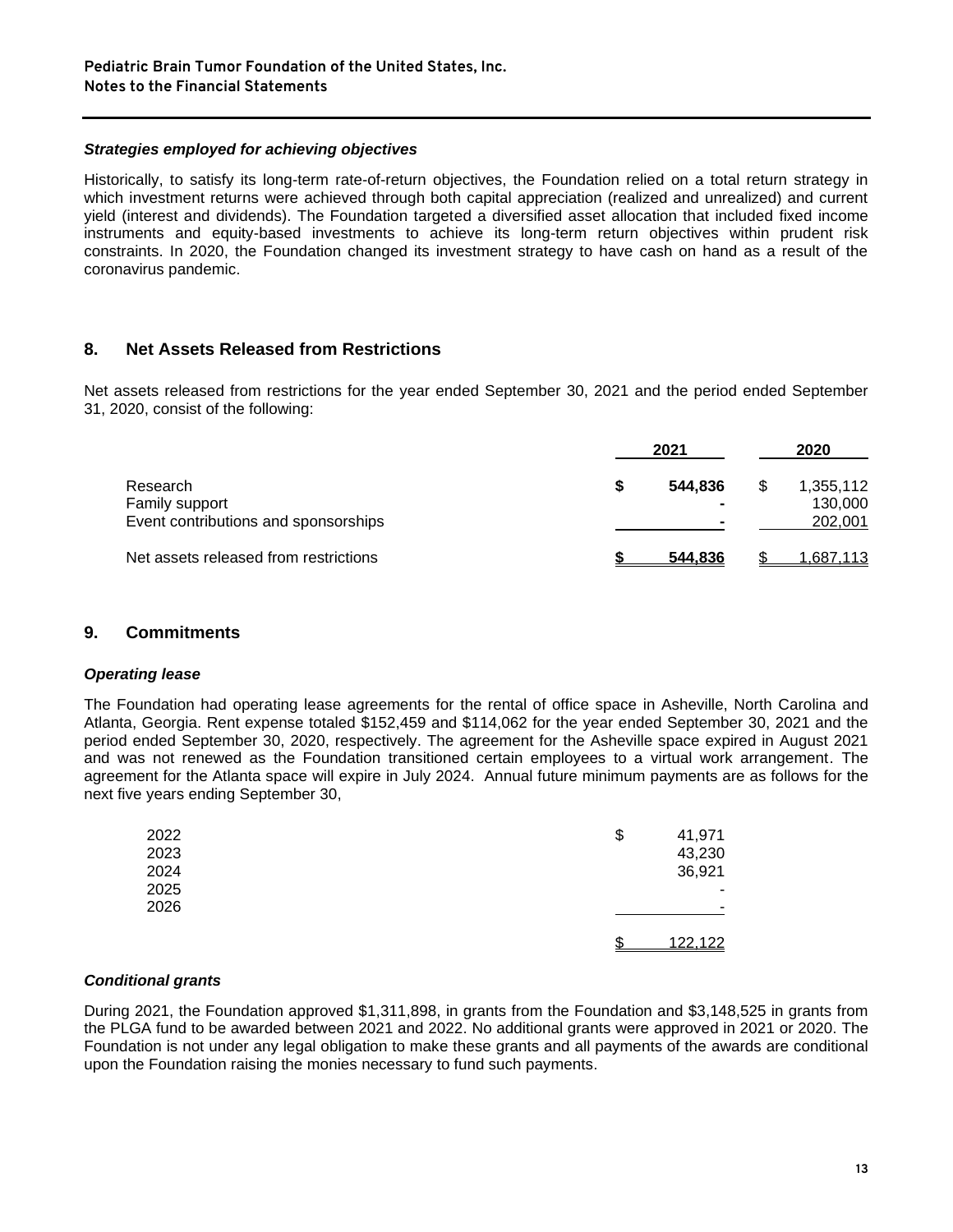### *Strategies employed for achieving objectives*

Historically, to satisfy its long-term rate-of-return objectives, the Foundation relied on a total return strategy in which investment returns were achieved through both capital appreciation (realized and unrealized) and current yield (interest and dividends). The Foundation targeted a diversified asset allocation that included fixed income instruments and equity-based investments to achieve its long-term return objectives within prudent risk constraints. In 2020, the Foundation changed its investment strategy to have cash on hand as a result of the coronavirus pandemic.

## 8. Net Assets Released from Restrictions

Net assets released from restrictions for the year ended September 30, 2021 and the period ended September 31, 2020, consist of the following:

| | 2021 | 2020 |
|---|---|---|
| Research | **$ 544,836** | $ 1,355,112 |
| Family support | **-** | 130,000 |
| Event contributions and sponsorships | **-** | 202,001 |
| Net assets released from restrictions | **$ 544,836** | $ 1,687,113 |

## 9. Commitments

### *Operating lease*

The Foundation had operating lease agreements for the rental of office space in Asheville, North Carolina and Atlanta, Georgia. Rent expense totaled $152,459 and $114,062 for the year ended September 30, 2021 and the period ended September 30, 2020, respectively. The agreement for the Asheville space expired in August 2021 and was not renewed as the Foundation transitioned certain employees to a virtual work arrangement. The agreement for the Atlanta space will expire in July 2024. Annual future minimum payments are as follows for the next five years ending September 30,

| | |
|---|---|
| 2022 | $ 41,971 |
| 2023 | 43,230 |
| 2024 | 36,921 |
| 2025 | - |
| 2026 | - |
| | $ 122,122 |

### *Conditional grants*

During 2021, the Foundation approved $1,311,898, in grants from the Foundation and $3,148,525 in grants from the PLGA fund to be awarded between 2021 and 2022. No additional grants were approved in 2021 or 2020. The Foundation is not under any legal obligation to make these grants and all payments of the awards are conditional upon the Foundation raising the monies necessary to fund such payments.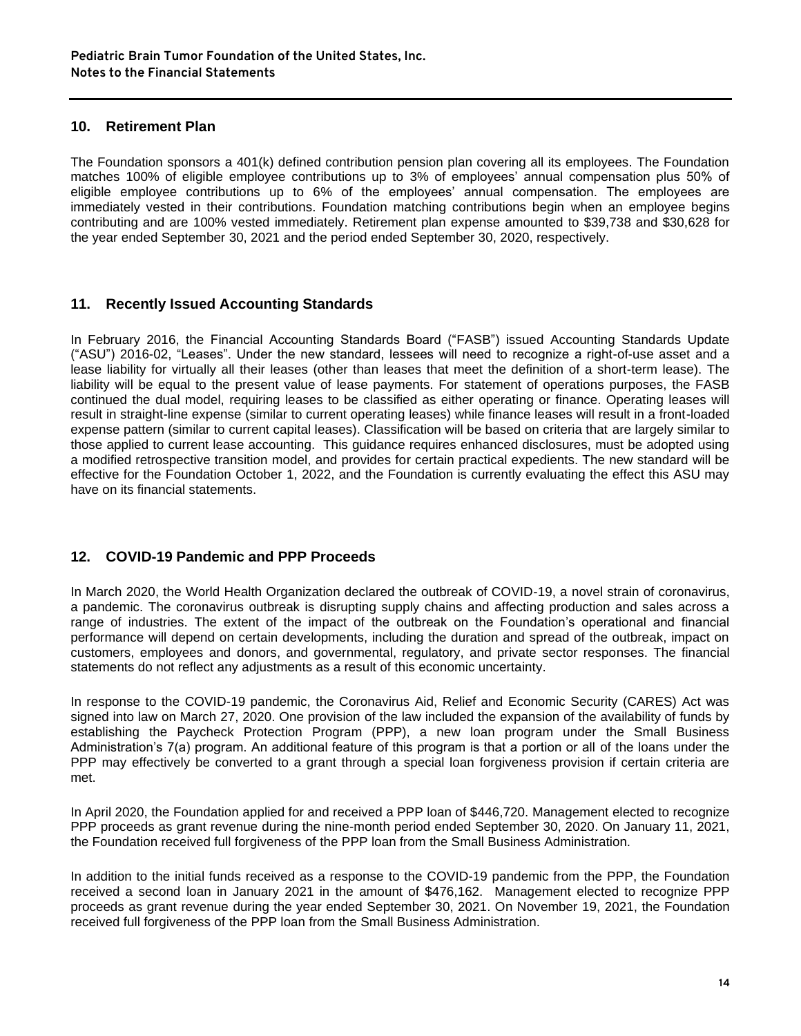## 10. Retirement Plan

The Foundation sponsors a 401(k) defined contribution pension plan covering all its employees. The Foundation matches 100% of eligible employee contributions up to 3% of employees' annual compensation plus 50% of eligible employee contributions up to 6% of the employees' annual compensation. The employees are immediately vested in their contributions. Foundation matching contributions begin when an employee begins contributing and are 100% vested immediately. Retirement plan expense amounted to $39,738 and $30,628 for the year ended September 30, 2021 and the period ended September 30, 2020, respectively.

## 11. Recently Issued Accounting Standards

In February 2016, the Financial Accounting Standards Board ("FASB") issued Accounting Standards Update ("ASU") 2016-02, "Leases". Under the new standard, lessees will need to recognize a right-of-use asset and a lease liability for virtually all their leases (other than leases that meet the definition of a short-term lease). The liability will be equal to the present value of lease payments. For statement of operations purposes, the FASB continued the dual model, requiring leases to be classified as either operating or finance. Operating leases will result in straight-line expense (similar to current operating leases) while finance leases will result in a front-loaded expense pattern (similar to current capital leases). Classification will be based on criteria that are largely similar to those applied to current lease accounting. This guidance requires enhanced disclosures, must be adopted using a modified retrospective transition model, and provides for certain practical expedients. The new standard will be effective for the Foundation October 1, 2022, and the Foundation is currently evaluating the effect this ASU may have on its financial statements.

## 12. COVID-19 Pandemic and PPP Proceeds

In March 2020, the World Health Organization declared the outbreak of COVID-19, a novel strain of coronavirus, a pandemic. The coronavirus outbreak is disrupting supply chains and affecting production and sales across a range of industries. The extent of the impact of the outbreak on the Foundation's operational and financial performance will depend on certain developments, including the duration and spread of the outbreak, impact on customers, employees and donors, and governmental, regulatory, and private sector responses. The financial statements do not reflect any adjustments as a result of this economic uncertainty.

In response to the COVID-19 pandemic, the Coronavirus Aid, Relief and Economic Security (CARES) Act was signed into law on March 27, 2020. One provision of the law included the expansion of the availability of funds by establishing the Paycheck Protection Program (PPP), a new loan program under the Small Business Administration's 7(a) program. An additional feature of this program is that a portion or all of the loans under the PPP may effectively be converted to a grant through a special loan forgiveness provision if certain criteria are met.

In April 2020, the Foundation applied for and received a PPP loan of $446,720. Management elected to recognize PPP proceeds as grant revenue during the nine-month period ended September 30, 2020. On January 11, 2021, the Foundation received full forgiveness of the PPP loan from the Small Business Administration.

In addition to the initial funds received as a response to the COVID-19 pandemic from the PPP, the Foundation received a second loan in January 2021 in the amount of $476,162. Management elected to recognize PPP proceeds as grant revenue during the year ended September 30, 2021. On November 19, 2021, the Foundation received full forgiveness of the PPP loan from the Small Business Administration.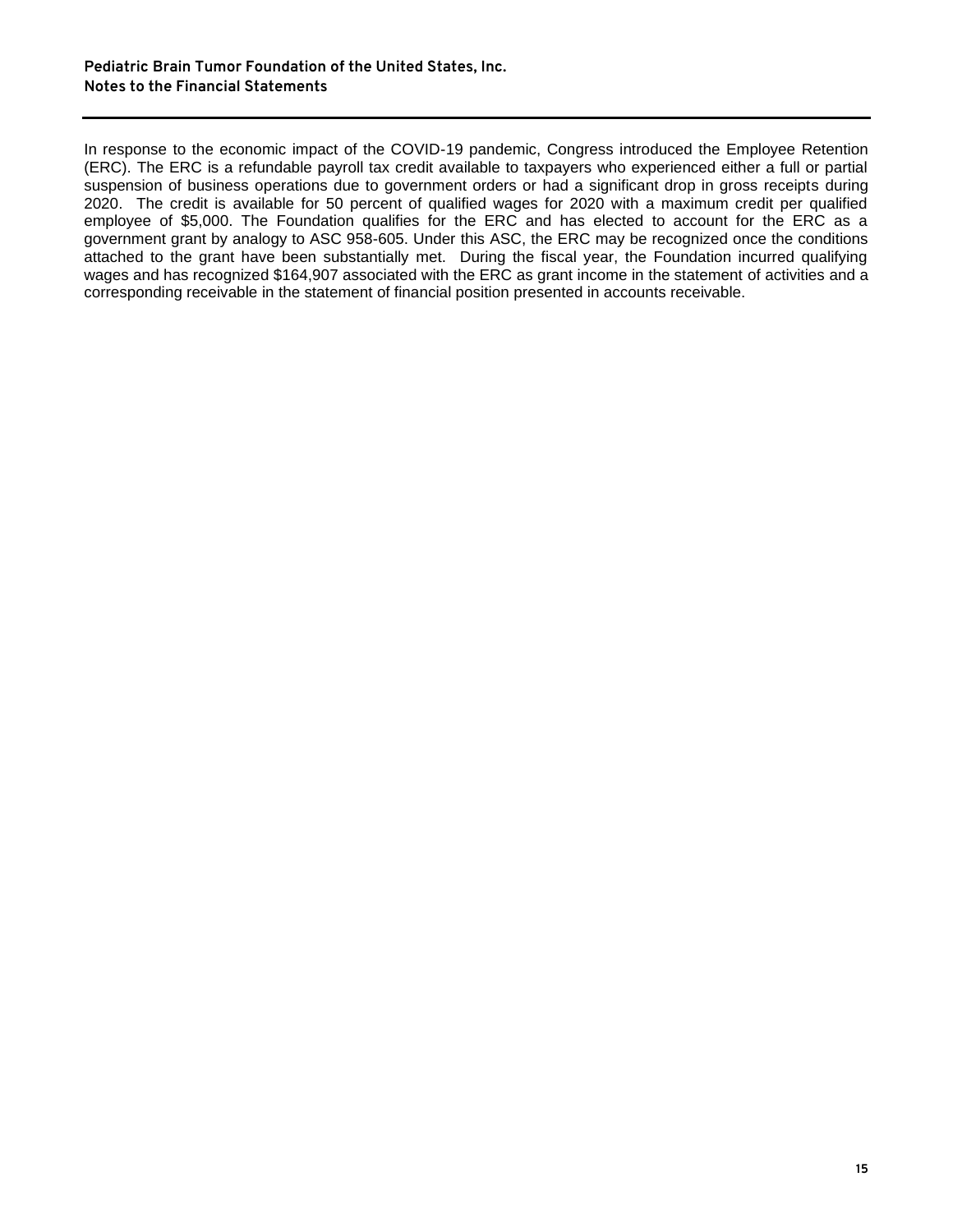In response to the economic impact of the COVID-19 pandemic, Congress introduced the Employee Retention (ERC). The ERC is a refundable payroll tax credit available to taxpayers who experienced either a full or partial suspension of business operations due to government orders or had a significant drop in gross receipts during 2020. The credit is available for 50 percent of qualified wages for 2020 with a maximum credit per qualified employee of $5,000. The Foundation qualifies for the ERC and has elected to account for the ERC as a government grant by analogy to ASC 958-605. Under this ASC, the ERC may be recognized once the conditions attached to the grant have been substantially met. During the fiscal year, the Foundation incurred qualifying wages and has recognized $164,907 associated with the ERC as grant income in the statement of activities and a corresponding receivable in the statement of financial position presented in accounts receivable.